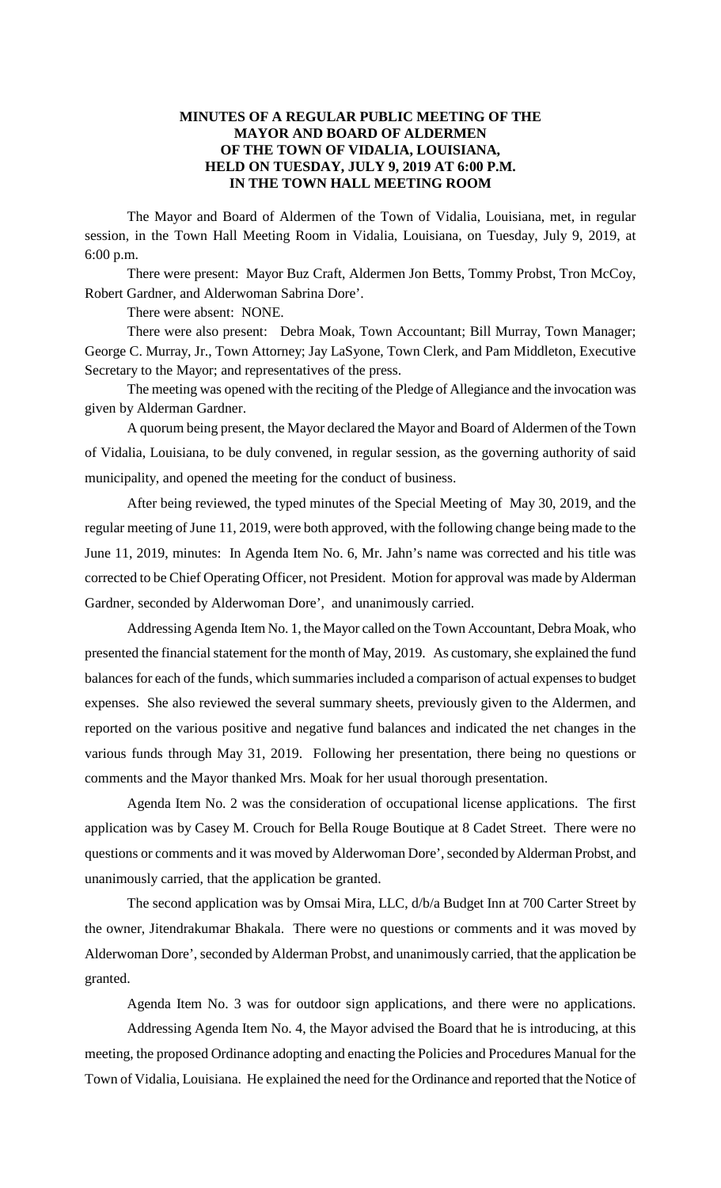# MINUTES OF A REGULAR PUBLIC MEETING OF THE MAYOR AND BOARD OF ALDERMEN OF THE TOWN OF VIDALIA, LOUISIANA, HELD ON TUESDAY, JULY 9, 2019 AT 6:00 P.M. IN THE TOWN HALL MEETING ROOM

The Mayor and Board of Aldermen of the Town of Vidalia, Louisiana, met, in regular session, in the Town Hall Meeting Room in Vidalia, Louisiana, on Tuesday, July 9, 2019, at 6:00 p.m.

There were present: Mayor Buz Craft, Aldermen Jon Betts, Tommy Probst, Tron McCoy, Robert Gardner, and Alderwoman Sabrina Dore'.

There were absent: NONE.

There were also present: Debra Moak, Town Accountant; Bill Murray, Town Manager; George C. Murray, Jr., Town Attorney; Jay LaSyone, Town Clerk, and Pam Middleton, Executive Secretary to the Mayor; and representatives of the press.

The meeting was opened with the reciting of the Pledge of Allegiance and the invocation was given by Alderman Gardner.

A quorum being present, the Mayor declared the Mayor and Board of Aldermen of the Town of Vidalia, Louisiana, to be duly convened, in regular session, as the governing authority of said municipality, and opened the meeting for the conduct of business.

After being reviewed, the typed minutes of the Special Meeting of May 30, 2019, and the regular meeting of June 11, 2019, were both approved, with the following change being made to the June 11, 2019, minutes: In Agenda Item No. 6, Mr. Jahn's name was corrected and his title was corrected to be Chief Operating Officer, not President. Motion for approval was made by Alderman Gardner, seconded by Alderwoman Dore', and unanimously carried.

Addressing Agenda Item No. 1, the Mayor called on the Town Accountant, Debra Moak, who presented the financial statement for the month of May, 2019. As customary, she explained the fund balances for each of the funds, which summaries included a comparison of actual expenses to budget expenses. She also reviewed the several summary sheets, previously given to the Aldermen, and reported on the various positive and negative fund balances and indicated the net changes in the various funds through May 31, 2019. Following her presentation, there being no questions or comments and the Mayor thanked Mrs. Moak for her usual thorough presentation.

Agenda Item No. 2 was the consideration of occupational license applications. The first application was by Casey M. Crouch for Bella Rouge Boutique at 8 Cadet Street. There were no questions or comments and it was moved by Alderwoman Dore', seconded by Alderman Probst, and unanimously carried, that the application be granted.

The second application was by Omsai Mira, LLC, d/b/a Budget Inn at 700 Carter Street by the owner, Jitendrakumar Bhakala. There were no questions or comments and it was moved by Alderwoman Dore', seconded by Alderman Probst, and unanimously carried, that the application be granted.

Agenda Item No. 3 was for outdoor sign applications, and there were no applications.

Addressing Agenda Item No. 4, the Mayor advised the Board that he is introducing, at this meeting, the proposed Ordinance adopting and enacting the Policies and Procedures Manual for the Town of Vidalia, Louisiana. He explained the need for the Ordinance and reported that the Notice of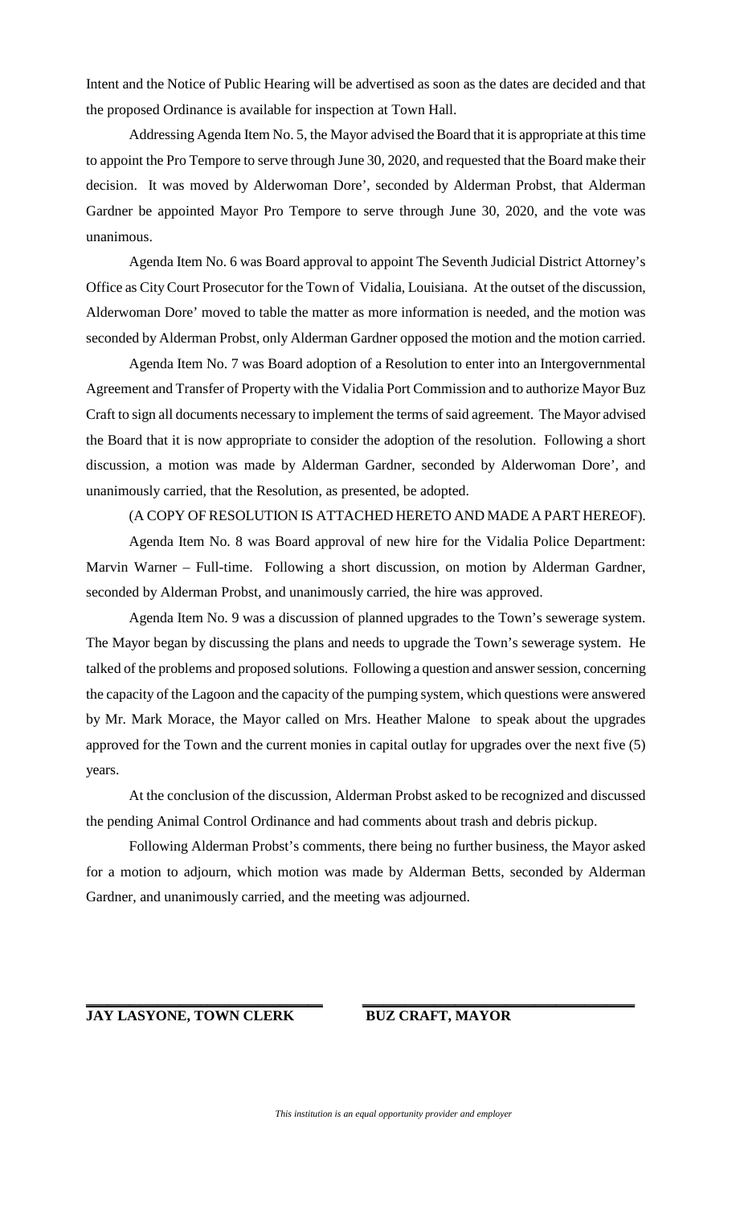Intent and the Notice of Public Hearing will be advertised as soon as the dates are decided and that the proposed Ordinance is available for inspection at Town Hall.

Addressing Agenda Item No. 5, the Mayor advised the Board that it is appropriate at this time to appoint the Pro Tempore to serve through June 30, 2020, and requested that the Board make their decision. It was moved by Alderwoman Dore', seconded by Alderman Probst, that Alderman Gardner be appointed Mayor Pro Tempore to serve through June 30, 2020, and the vote was unanimous.

Agenda Item No. 6 was Board approval to appoint The Seventh Judicial District Attorney's Office as City Court Prosecutor for the Town of Vidalia, Louisiana. At the outset of the discussion, Alderwoman Dore' moved to table the matter as more information is needed, and the motion was seconded by Alderman Probst, only Alderman Gardner opposed the motion and the motion carried.

Agenda Item No. 7 was Board adoption of a Resolution to enter into an Intergovernmental Agreement and Transfer of Property with the Vidalia Port Commission and to authorize Mayor Buz Craft to sign all documents necessary to implement the terms of said agreement. The Mayor advised the Board that it is now appropriate to consider the adoption of the resolution. Following a short discussion, a motion was made by Alderman Gardner, seconded by Alderwoman Dore', and unanimously carried, that the Resolution, as presented, be adopted.

(A COPY OF RESOLUTION IS ATTACHED HERETO AND MADE A PART HEREOF).

Agenda Item No. 8 was Board approval of new hire for the Vidalia Police Department: Marvin Warner – Full-time. Following a short discussion, on motion by Alderman Gardner, seconded by Alderman Probst, and unanimously carried, the hire was approved.

Agenda Item No. 9 was a discussion of planned upgrades to the Town's sewerage system. The Mayor began by discussing the plans and needs to upgrade the Town's sewerage system. He talked of the problems and proposed solutions. Following a question and answer session, concerning the capacity of the Lagoon and the capacity of the pumping system, which questions were answered by Mr. Mark Morace, the Mayor called on Mrs. Heather Malone to speak about the upgrades approved for the Town and the current monies in capital outlay for upgrades over the next five (5) years.

At the conclusion of the discussion, Alderman Probst asked to be recognized and discussed the pending Animal Control Ordinance and had comments about trash and debris pickup.

Following Alderman Probst's comments, there being no further business, the Mayor asked for a motion to adjourn, which motion was made by Alderman Betts, seconded by Alderman Gardner, and unanimously carried, and the meeting was adjourned.

\_\_\_\_\_\_\_\_\_\_\_\_\_\_\_\_\_\_\_\_\_\_\_\_\_\_\_\_\_\_ \_\_\_\_\_\_\_\_\_\_\_\_\_\_\_\_\_\_\_\_\_\_\_\_\_\_\_\_\_\_

**JAY LASYONE, TOWN CLERK** **BUZ CRAFT, MAYOR**

*This institution is an equal opportunity provider and employer*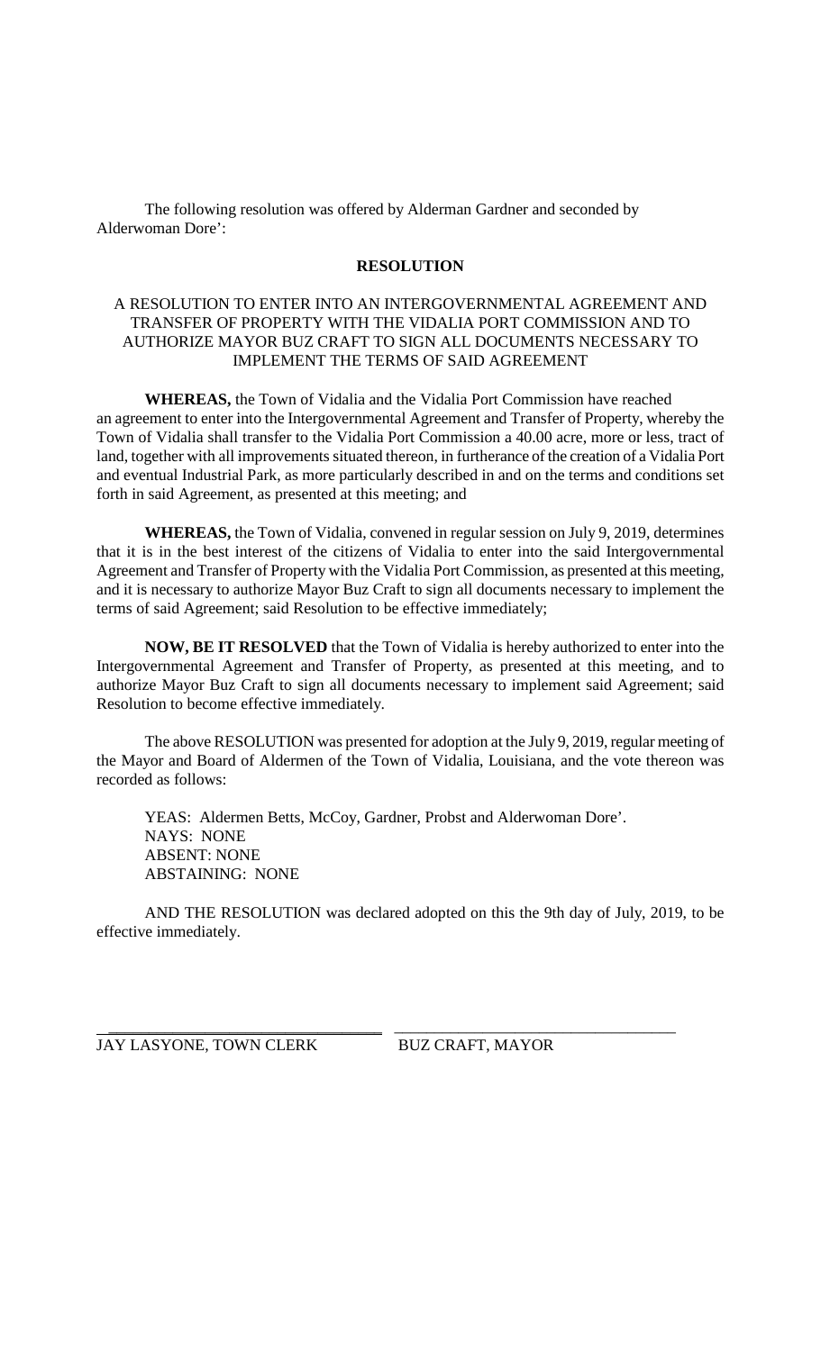The following resolution was offered by Alderman Gardner and seconded by Alderwoman Dore':

**RESOLUTION**

A RESOLUTION TO ENTER INTO AN INTERGOVERNMENTAL AGREEMENT AND TRANSFER OF PROPERTY WITH THE VIDALIA PORT COMMISSION AND TO AUTHORIZE MAYOR BUZ CRAFT TO SIGN ALL DOCUMENTS NECESSARY TO IMPLEMENT THE TERMS OF SAID AGREEMENT

**WHEREAS,** the Town of Vidalia and the Vidalia Port Commission have reached an agreement to enter into the Intergovernmental Agreement and Transfer of Property, whereby the Town of Vidalia shall transfer to the Vidalia Port Commission a 40.00 acre, more or less, tract of land, together with all improvements situated thereon, in furtherance of the creation of a Vidalia Port and eventual Industrial Park, as more particularly described in and on the terms and conditions set forth in said Agreement, as presented at this meeting; and

**WHEREAS,** the Town of Vidalia, convened in regular session on July 9, 2019, determines that it is in the best interest of the citizens of Vidalia to enter into the said Intergovernmental Agreement and Transfer of Property with the Vidalia Port Commission, as presented at this meeting, and it is necessary to authorize Mayor Buz Craft to sign all documents necessary to implement the terms of said Agreement; said Resolution to be effective immediately;

**NOW, BE IT RESOLVED** that the Town of Vidalia is hereby authorized to enter into the Intergovernmental Agreement and Transfer of Property, as presented at this meeting, and to authorize Mayor Buz Craft to sign all documents necessary to implement said Agreement; said Resolution to become effective immediately.

The above RESOLUTION was presented for adoption at the July 9, 2019, regular meeting of the Mayor and Board of Aldermen of the Town of Vidalia, Louisiana, and the vote thereon was recorded as follows:

YEAS: Aldermen Betts, McCoy, Gardner, Probst and Alderwoman Dore'.
NAYS: NONE
ABSENT: NONE
ABSTAINING: NONE

AND THE RESOLUTION was declared adopted on this the 9th day of July, 2019, to be effective immediately.

\_\_\_\_\_\_\_\_\_\_\_\_\_\_\_\_\_\_\_\_\_\_\_\_\_\_\_\_\_\_\_ \_\_\_\_\_\_\_\_\_\_\_\_\_\_\_\_\_\_\_\_\_\_\_\_\_\_\_\_\_\_\_

JAY LASYONE, TOWN CLERK BUZ CRAFT, MAYOR